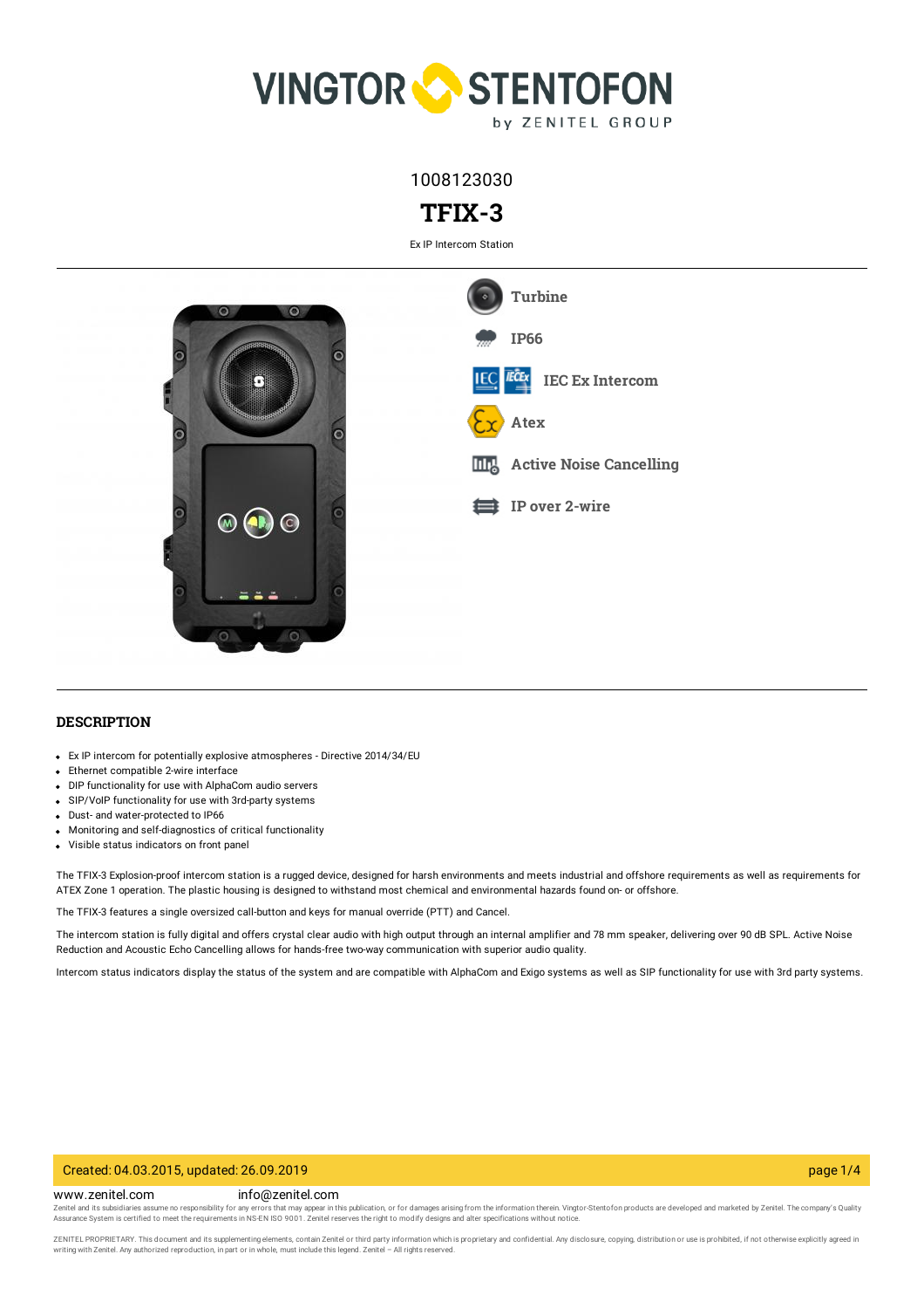# VINGTOR STENTOFON

by ZENITEL GROUP

1008123030

# TFIX-3

Ex IP Intercom Station

- Turbine
- IP66
- IEC Ex Intercom
- Atex
- Active Noise Cancelling
- IP over 2-wire

## DESCRIPTION

- Ex IP intercom for potentially explosive atmospheres - Directive 2014/34/EU
- Ethernet compatible 2-wire interface
- DIP functionality for use with AlphaCom audio servers
- SIP/VoIP functionality for use with 3rd-party systems
- Dust- and water-protected to IP66
- Monitoring and self-diagnostics of critical functionality
- Visible status indicators on front panel

The TFIX-3 Explosion-proof intercom station is a rugged device, designed for harsh environments and meets industrial and offshore requirements as well as requirements for ATEX Zone 1 operation. The plastic housing is designed to withstand most chemical and environmental hazards found on- or offshore.

The TFIX-3 features a single oversized call-button and keys for manual override (PTT) and Cancel.

The intercom station is fully digital and offers crystal clear audio with high output through an internal amplifier and 78 mm speaker, delivering over 90 dB SPL. Active Noise Reduction and Acoustic Echo Cancelling allows for hands-free two-way communication with superior audio quality.

Intercom status indicators display the status of the system and are compatible with AlphaCom and Exigo systems as well as SIP functionality for use with 3rd party systems.

Created: 04.03.2015, updated: 26.09.2019

www.zenitel.com info@zenitel.com

Zenitel and its subsidiaries assume no responsibility for any errors that may appear in this publication, or for damages arising from the information therein. Vingtor-Stentofon products are developed and marketed by Zenitel. The company's Quality Assurance System is certified to meet the requirements in NS-EN ISO 9001. Zenitel reserves the right to modify designs and alter specifications without notice.

ZENITEL PROPRIETARY. This document and its supplementing elements, contain Zenitel or third party information which is proprietary and confidential. Any disclosure, copying, distribution or use is prohibited, if not otherwise explicitly agreed in writing with Zenitel. Any authorized reproduction, in part or in whole, must include this legend. Zenitel – All rights reserved.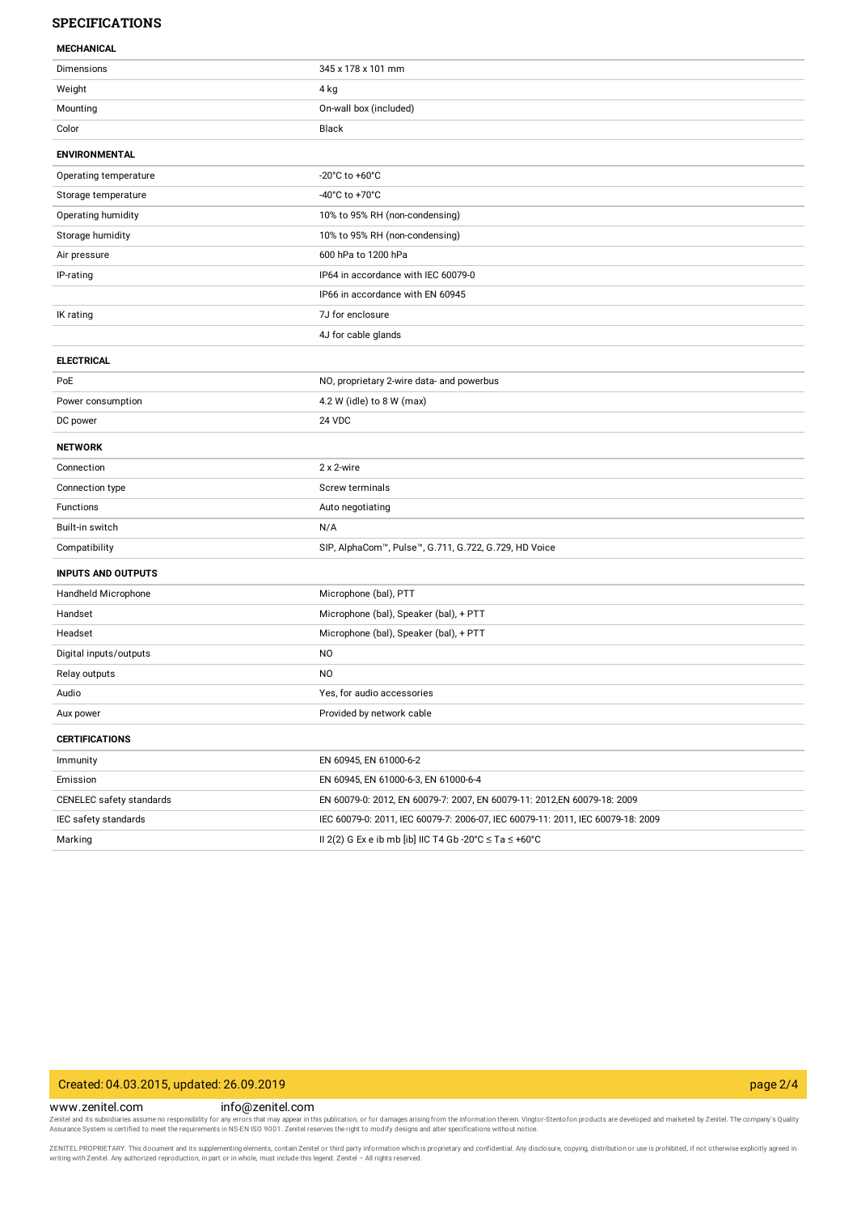## SPECIFICATIONS

| **MECHANICAL** | |
|---|---|
| Dimensions | 345 x 178 x 101 mm |
| Weight | 4 kg |
| Mounting | On-wall box (included) |
| Color | Black |

| **ENVIRONMENTAL** | |
|---|---|
| Operating temperature | -20°C to +60°C |
| Storage temperature | -40°C to +70°C |
| Operating humidity | 10% to 95% RH (non-condensing) |
| Storage humidity | 10% to 95% RH (non-condensing) |
| Air pressure | 600 hPa to 1200 hPa |
| IP-rating | IP64 in accordance with IEC 60079-0 |
| | IP66 in accordance with EN 60945 |
| IK rating | 7J for enclosure |
| | 4J for cable glands |

| **ELECTRICAL** | |
|---|---|
| PoE | NO, proprietary 2-wire data- and powerbus |
| Power consumption | 4.2 W (idle) to 8 W (max) |
| DC power | 24 VDC |

| **NETWORK** | |
|---|---|
| Connection | 2 x 2-wire |
| Connection type | Screw terminals |
| Functions | Auto negotiating |
| Built-in switch | N/A |
| Compatibility | SIP, AlphaCom™, Pulse™, G.711, G.722, G.729, HD Voice |

| **INPUTS AND OUTPUTS** | |
|---|---|
| Handheld Microphone | Microphone (bal), PTT |
| Handset | Microphone (bal), Speaker (bal), + PTT |
| Headset | Microphone (bal), Speaker (bal), + PTT |
| Digital inputs/outputs | NO |
| Relay outputs | NO |
| Audio | Yes, for audio accessories |
| Aux power | Provided by network cable |

| **CERTIFICATIONS** | |
|---|---|
| Immunity | EN 60945, EN 61000-6-2 |
| Emission | EN 60945, EN 61000-6-3, EN 61000-6-4 |
| CENELEC safety standards | EN 60079-0: 2012, EN 60079-7: 2007, EN 60079-11: 2012,EN 60079-18: 2009 |
| IEC safety standards | IEC 60079-0: 2011, IEC 60079-7: 2006-07, IEC 60079-11: 2011, IEC 60079-18: 2009 |
| Marking | II 2(2) G Ex e ib mb [ib] IIC T4 Gb -20°C ≤ Ta ≤ +60°C |

Created: 04.03.2015, updated: 26.09.2019

www.zenitel.com info@zenitel.com

Zenitel and its subsidiaries assume no responsibility for any errors that may appear in this publication, or for damages arising from the information therein. Vingtor-Stentofon products are developed and marketed by Zenitel. The company's Quality Assurance System is certified to meet the requirements in NS-EN ISO 9001. Zenitel reserves the right to modify designs and alter specifications without notice.

ZENITEL PROPRIETARY. This document and its supplementing elements, contain Zenitel or third party information which is proprietary and confidential. Any disclosure, copying, distribution or use is prohibited, if not otherwise explicitly agreed in writing with Zenitel. Any authorized reproduction, in part or in whole, must include this legend. Zenitel – All rights reserved.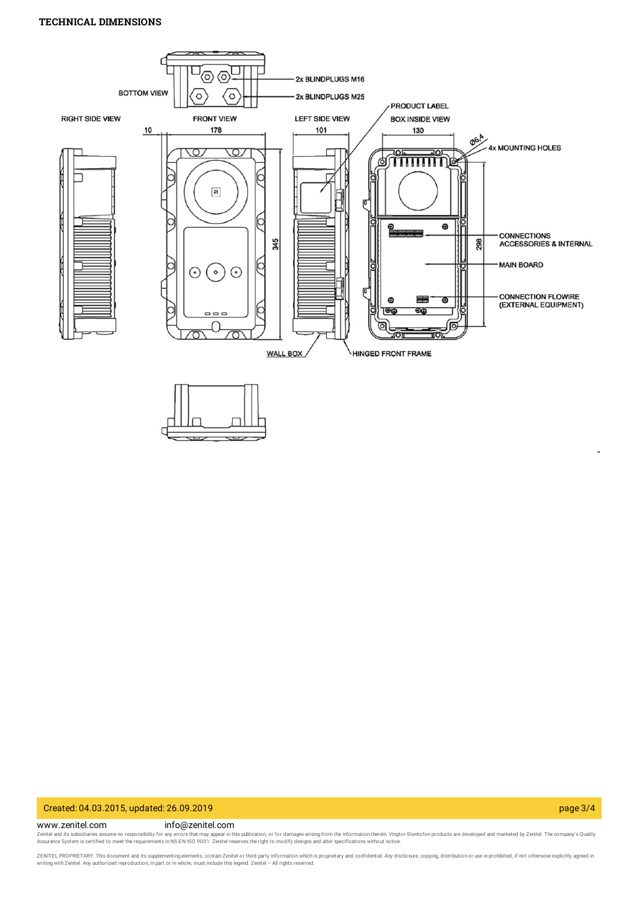## TECHNICAL DIMENSIONS

BOTTOM VIEW

2x BLINDPLUGS M16

2x BLINDPLUGS M25

PRODUCT LABEL

RIGHT SIDE VIEW

FRONT VIEW

LEFT SIDE VIEW

BOX INSIDE VIEW

10

178

101

130

Ø6,4

4x MOUNTING HOLES

345

298

CONNECTIONS ACCESSORIES & INTERNAL

MAIN BOARD

CONNECTION FLOWIRE (EXTERNAL EQUIPMENT)

WALL BOX

HINGED FRONT FRAME

Created: 04.03.2015, updated: 26.09.2019

www.zenitel.com info@zenitel.com

Zenitel and its subsidiaries assume no responsibility for any errors that may appear in this publication, or for damages arising from the information therein. Vingtor-Stentofon products are developed and marketed by Zenitel. The company's Quality Assurance System is certified to meet the requirements in NS-EN ISO 9001. Zenitel reserves the right to modify designs and alter specifications without notice.

ZENITEL PROPRIETARY. This document and its supplementing elements, contain Zenitel or third party information which is proprietary and confidential. Any disclosure, copying, distribution or use is prohibited, if not otherwise explicitly agreed in writing with Zenitel. Any authorized reproduction, in part or in whole, must include this legend. Zenitel – All rights reserved.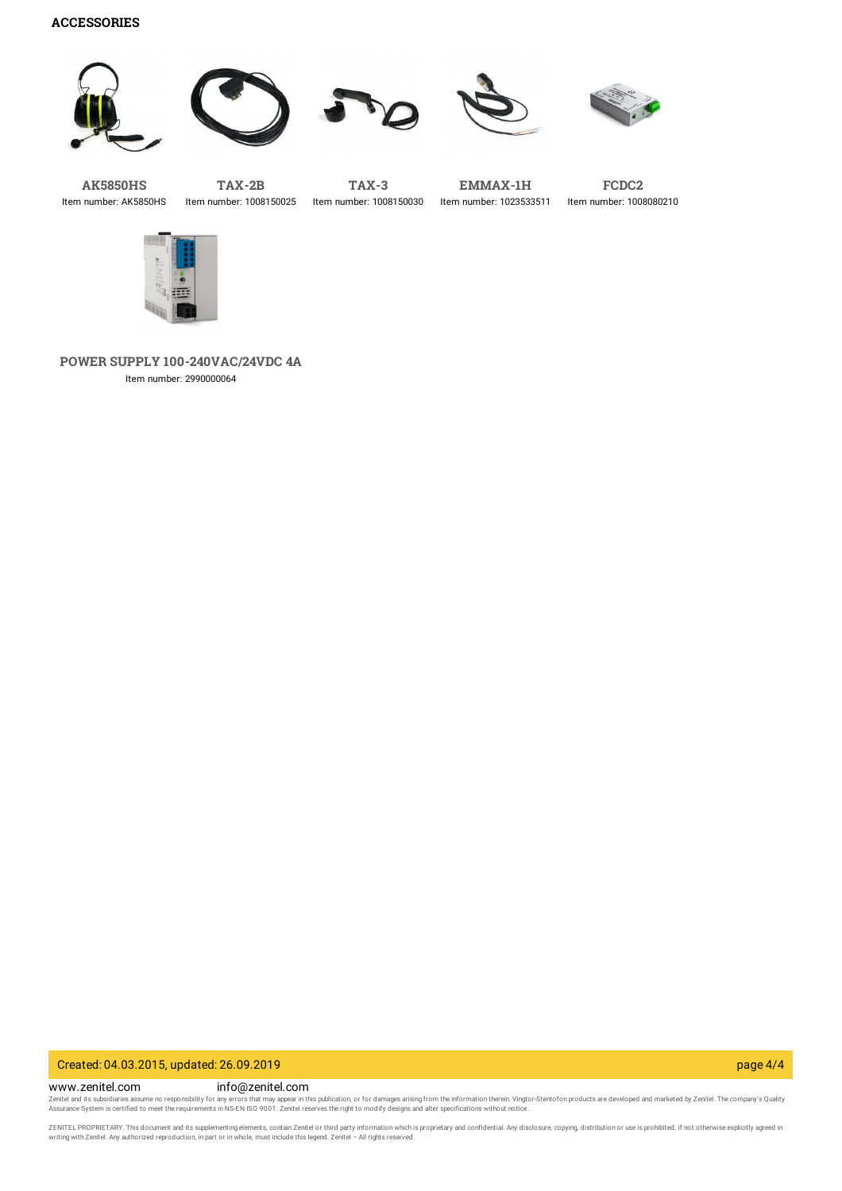## ACCESSORIES

**AK5850HS**
Item number: AK5850HS

**TAX-2B**
Item number: 1008150025

**TAX-3**
Item number: 1008150030

**EMMAX-1H**
Item number: 1023533511

**FCDC2**
Item number: 1008080210

**POWER SUPPLY 100-240VAC/24VDC 4A**
Item number: 2990000064

Created: 04.03.2015, updated: 26.09.2019

www.zenitel.com info@zenitel.com

Zenitel and its subsidiaries assume no responsibility for any errors that may appear in this publication, or for damages arising from the information therein. Vingtor-Stentofon products are developed and marketed by Zenitel. The company's Quality Assurance System is certified to meet the requirements in NS-EN ISO 9001. Zenitel reserves the right to modify designs and alter specifications without notice.

ZENITEL PROPRIETARY. This document and its supplementing elements, contain Zenitel or third party information which is proprietary and confidential. Any disclosure, copying, distribution or use is prohibited, if not otherwise explicitly agreed in writing with Zenitel. Any authorized reproduction, in part or in whole, must include this legend. Zenitel – All rights reserved.